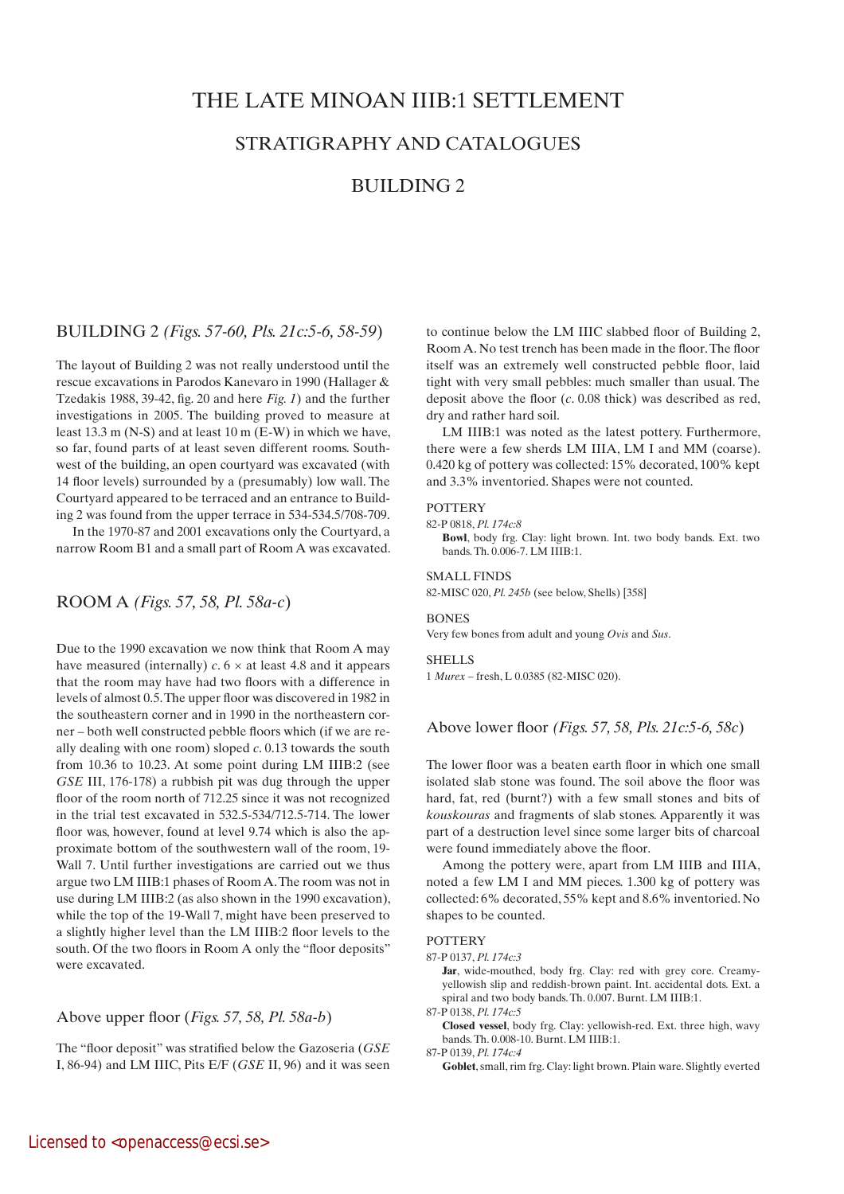# THE LATE MINOAN IIIB:1 SETTLEMENT

## STRATIGRAPHY AND CATALOGUES

## BUILDING 2

## BUILDING 2 *(Figs. 57-60, Pls. 21c:5-6, 58-59)*

The layout of Building 2 was not really understood until the rescue excavations in Parodos Kanevaro in 1990 (Hallager & Tzedakis 1988, 39-42, fig. 20 and here *Fig. 1*) and the further investigations in 2005. The building proved to measure at least 13.3 m (N-S) and at least 10 m (E-W) in which we have, so far, found parts of at least seven different rooms. Southwest of the building, an open courtyard was excavated (with 14 floor levels) surrounded by a (presumably) low wall. The Courtyard appeared to be terraced and an entrance to Building 2 was found from the upper terrace in 534-534.5/708-709.

In the 1970-87 and 2001 excavations only the Courtyard, a narrow Room B1 and a small part of Room A was excavated.

## ROOM A *(Figs. 57, 58, Pl. 58a-c)*

Due to the 1990 excavation we now think that Room A may have measured (internally) *c*. 6 × at least 4.8 and it appears that the room may have had two floors with a difference in levels of almost 0.5. The upper floor was discovered in 1982 in the southeastern corner and in 1990 in the northeastern corner – both well constructed pebble floors which (if we are really dealing with one room) sloped *c*. 0.13 towards the south from 10.36 to 10.23. At some point during LM IIIB:2 (see *GSE* III, 176-178) a rubbish pit was dug through the upper floor of the room north of 712.25 since it was not recognized in the trial test excavated in 532.5-534/712.5-714. The lower floor was, however, found at level 9.74 which is also the approximate bottom of the southwestern wall of the room, 19-Wall 7. Until further investigations are carried out we thus argue two LM IIIB:1 phases of Room A. The room was not in use during LM IIIB:2 (as also shown in the 1990 excavation), while the top of the 19-Wall 7, might have been preserved to a slightly higher level than the LM IIIB:2 floor levels to the south. Of the two floors in Room A only the "floor deposits" were excavated.

### Above upper floor (*Figs. 57, 58, Pl. 58a-b*)

The "floor deposit" was stratified below the Gazoseria (*GSE* I, 86-94) and LM IIIC, Pits E/F (*GSE* II, 96) and it was seen to continue below the LM IIIC slabbed floor of Building 2, Room A. No test trench has been made in the floor. The floor itself was an extremely well constructed pebble floor, laid tight with very small pebbles: much smaller than usual. The deposit above the floor (*c*. 0.08 thick) was described as red, dry and rather hard soil.

LM IIIB:1 was noted as the latest pottery. Furthermore, there were a few sherds LM IIIA, LM I and MM (coarse). 0.420 kg of pottery was collected: 15% decorated, 100% kept and 3.3% inventoried. Shapes were not counted.

POTTERY

82-P 0818, *Pl. 174c:8*
**Bowl**, body frg. Clay: light brown. Int. two body bands. Ext. two bands. Th. 0.006-7. LM IIIB:1.

SMALL FINDS

82-MISC 020, *Pl. 245b* (see below, Shells) [358]

BONES

Very few bones from adult and young *Ovis* and *Sus*.

SHELLS

1 *Murex* – fresh, L 0.0385 (82-MISC 020).

### Above lower floor *(Figs. 57, 58, Pls. 21c:5-6, 58c)*

The lower floor was a beaten earth floor in which one small isolated slab stone was found. The soil above the floor was hard, fat, red (burnt?) with a few small stones and bits of *kouskouras* and fragments of slab stones. Apparently it was part of a destruction level since some larger bits of charcoal were found immediately above the floor.

Among the pottery were, apart from LM IIIB and IIIA, noted a few LM I and MM pieces. 1.300 kg of pottery was collected: 6% decorated, 55% kept and 8.6% inventoried. No shapes to be counted.

POTTERY

87-P 0137, *Pl. 174c:3*
**Jar**, wide-mouthed, body frg. Clay: red with grey core. Creamy-yellowish slip and reddish-brown paint. Int. accidental dots. Ext. a spiral and two body bands. Th. 0.007. Burnt. LM IIIB:1.

87-P 0138, *Pl. 174c:5*
**Closed vessel**, body frg. Clay: yellowish-red. Ext. three high, wavy bands. Th. 0.008-10. Burnt. LM IIIB:1.

87-P 0139, *Pl. 174c:4*
**Goblet**, small, rim frg. Clay: light brown. Plain ware. Slightly everted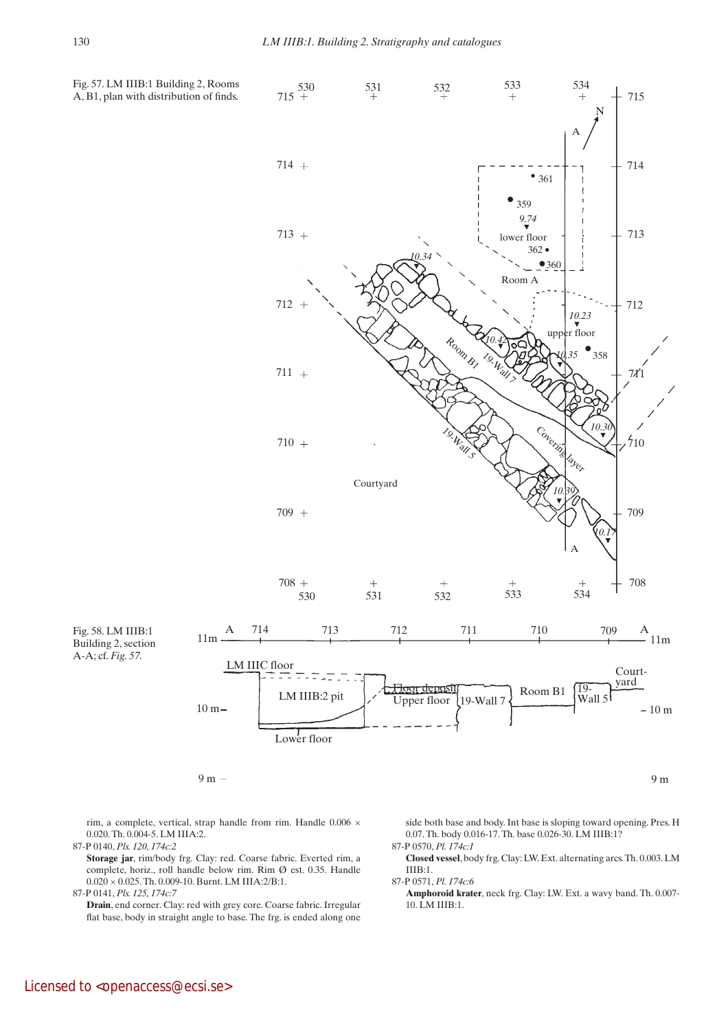Fig. 57. LM IIIB:1 Building 2, Rooms A, B1, plan with distribution of finds.

Fig. 58. LM IIIB:1 Building 2, section A-A; cf. *Fig. 57*.

rim, a complete, vertical, strap handle from rim. Handle 0.006 × 0.020. Th. 0.004-5. LM IIIA:2.

87-P 0140, *Pls. 120, 174c:2*

**Storage jar**, rim/body frg. Clay: red. Coarse fabric. Everted rim, a complete, horiz., roll handle below rim. Rim Ø est. 0.35. Handle 0.020 × 0.025. Th. 0.009-10. Burnt. LM IIIA:2/B:1.

87-P 0141, *Pls. 125, 174c:7*

**Drain**, end corner. Clay: red with grey core. Coarse fabric. Irregular flat base, body in straight angle to base. The frg. is ended along one side both base and body. Int base is sloping toward opening. Pres. H 0.07. Th. body 0.016-17. Th. base 0.026-30. LM IIIB:1?

87-P 0570, *Pl. 174c:1*

**Closed vessel**, body frg. Clay: LW. Ext. alternating arcs. Th. 0.003. LM IIIB:1.

87-P 0571, *Pl. 174c:6*

**Amphoroid krater**, neck frg. Clay: LW. Ext. a wavy band. Th. 0.007-10. LM IIIB:1.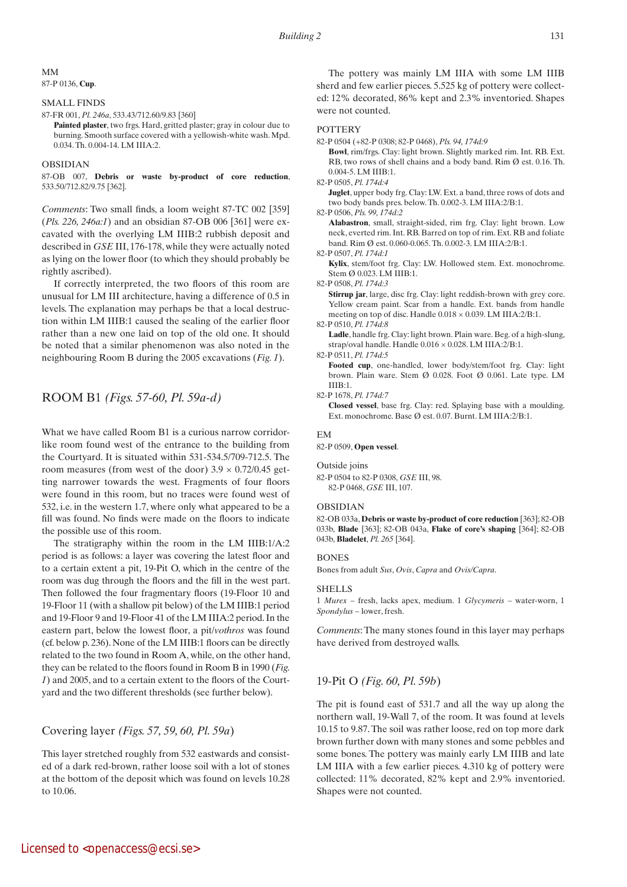MM

87-P 0136, **Cup**.

SMALL FINDS

87-FR 001, *Pl. 246a*, 533.43/712.60/9.83 [360]

**Painted plaster**, two frgs. Hard, gritted plaster; gray in colour due to burning. Smooth surface covered with a yellowish-white wash. Mpd. 0.034. Th. 0.004-14. LM IIIA:2.

OBSIDIAN

87-OB 007, **Debris or waste by-product of core reduction**, 533.50/712.82/9.75 [362].

*Comments*: Two small finds, a loom weight 87-TC 002 [359] (*Pls. 226, 246a:1*) and an obsidian 87-OB 006 [361] were excavated with the overlying LM IIIB:2 rubbish deposit and described in *GSE* III, 176-178, while they were actually noted as lying on the lower floor (to which they should probably be rightly ascribed).

If correctly interpreted, the two floors of this room are unusual for LM III architecture, having a difference of 0.5 in levels. The explanation may perhaps be that a local destruction within LM IIIB:1 caused the sealing of the earlier floor rather than a new one laid on top of the old one. It should be noted that a similar phenomenon was also noted in the neighbouring Room B during the 2005 excavations (*Fig. 1*).

## ROOM B1 *(Figs. 57-60, Pl. 59a-d)*

What we have called Room B1 is a curious narrow corridor-like room found west of the entrance to the building from the Courtyard. It is situated within 531-534.5/709-712.5. The room measures (from west of the door) 3.9 × 0.72/0.45 getting narrower towards the west. Fragments of four floors were found in this room, but no traces were found west of 532, i.e. in the western 1.7, where only what appeared to be a fill was found. No finds were made on the floors to indicate the possible use of this room.

The stratigraphy within the room in the LM IIIB:1/A:2 period is as follows: a layer was covering the latest floor and to a certain extent a pit, 19-Pit O, which in the centre of the room was dug through the floors and the fill in the west part. Then followed the four fragmentary floors (19-Floor 10 and 19-Floor 11 (with a shallow pit below) of the LM IIIB:1 period and 19-Floor 9 and 19-Floor 41 of the LM IIIA:2 period. In the eastern part, below the lowest floor, a pit/*vothros* was found (cf. below p. 236). None of the LM IIIB:1 floors can be directly related to the two found in Room A, while, on the other hand, they can be related to the floors found in Room B in 1990 (*Fig. 1*) and 2005, and to a certain extent to the floors of the Courtyard and the two different thresholds (see further below).

### Covering layer *(Figs. 57, 59, 60, Pl. 59a)*

This layer stretched roughly from 532 eastwards and consisted of a dark red-brown, rather loose soil with a lot of stones at the bottom of the deposit which was found on levels 10.28 to 10.06.

The pottery was mainly LM IIIA with some LM IIIB sherd and few earlier pieces. 5.525 kg of pottery were collected: 12% decorated, 86% kept and 2.3% inventoried. Shapes were not counted.

POTTERY

82-P 0504 (+82-P 0308; 82-P 0468), *Pls. 94, 174d:9*

**Bowl**, rim/frgs. Clay: light brown. Slightly marked rim. Int. RB. Ext. RB, two rows of shell chains and a body band. Rim Ø est. 0.16. Th. 0.004-5. LM IIIB:1.

82-P 0505, *Pl. 174d:4*

**Juglet**, upper body frg. Clay: LW. Ext. a band, three rows of dots and two body bands pres. below. Th. 0.002-3. LM IIIA:2/B:1.

82-P 0506, *Pls. 99, 174d:2*

**Alabastron**, small, straight-sided, rim frg. Clay: light brown. Low neck, everted rim. Int. RB. Barred on top of rim. Ext. RB and foliate band. Rim Ø est. 0.060-0.065. Th. 0.002-3. LM IIIA:2/B:1.

82-P 0507, *Pl. 174d:1*

**Kylix**, stem/foot frg. Clay: LW. Hollowed stem. Ext. monochrome. Stem Ø 0.023. LM IIIB:1.

82-P 0508, *Pl. 174d:3*

**Stirrup jar**, large, disc frg. Clay: light reddish-brown with grey core. Yellow cream paint. Scar from a handle. Ext. bands from handle meeting on top of disc. Handle 0.018 × 0.039. LM IIIA:2/B:1.

82-P 0510, *Pl. 174d:8*

**Ladle**, handle frg. Clay: light brown. Plain ware. Beg. of a high-slung, strap/oval handle. Handle 0.016 × 0.028. LM IIIA:2/B:1.

82-P 0511, *Pl. 174d:5*

**Footed cup**, one-handled, lower body/stem/foot frg. Clay: light brown. Plain ware. Stem Ø 0.028. Foot Ø 0.061. Late type. LM IIIB:1.

82-P 1678, *Pl. 174d:7*

**Closed vessel**, base frg. Clay: red. Splaying base with a moulding. Ext. monochrome. Base Ø est. 0.07. Burnt. LM IIIA:2/B:1.

EM

82-P 0509, **Open vessel**.

Outside joins

82-P 0504 to 82-P 0308, *GSE* III, 98.
82-P 0468, *GSE* III, 107.

OBSIDIAN

82-OB 033a, **Debris or waste by-product of core reduction** [363]; 82-OB 033b, **Blade** [363]; 82-OB 043a, **Flake of core's shaping** [364]; 82-OB 043b, **Bladelet**, *Pl. 265* [364].

BONES

Bones from adult *Sus*, *Ovis*, *Capra* and *Ovis/Capra*.

SHELLS

1 *Murex* – fresh, lacks apex, medium. 1 *Glycymeris* – water-worn, 1 *Spondylus* – lower, fresh.

*Comments*: The many stones found in this layer may perhaps have derived from destroyed walls.

### 19-Pit O *(Fig. 60, Pl. 59b)*

The pit is found east of 531.7 and all the way up along the northern wall, 19-Wall 7, of the room. It was found at levels 10.15 to 9.87. The soil was rather loose, red on top more dark brown further down with many stones and some pebbles and some bones. The pottery was mainly early LM IIIB and late LM IIIA with a few earlier pieces. 4.310 kg of pottery were collected: 11% decorated, 82% kept and 2.9% inventoried. Shapes were not counted.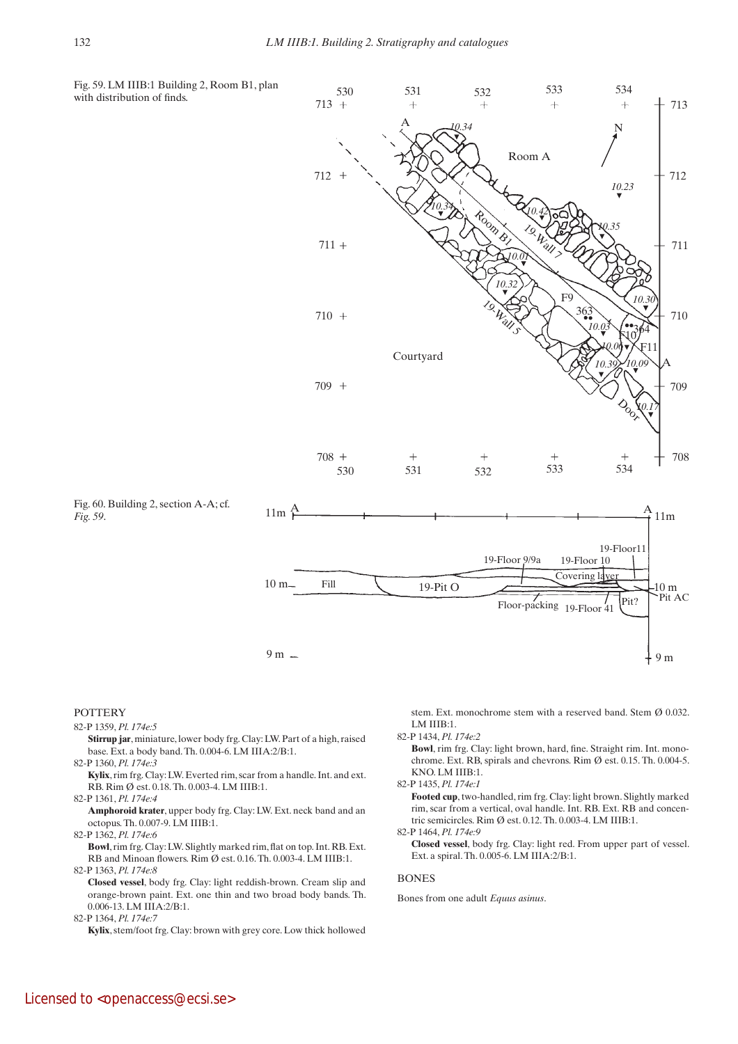Fig. 59. LM IIIB:1 Building 2, Room B1, plan with distribution of finds.

Fig. 60. Building 2, section A-A; cf. *Fig. 59*.

## POTTERY

82-P 1359, *Pl. 174e:5*
**Stirrup jar**, miniature, lower body frg. Clay: LW. Part of a high, raised base. Ext. a body band. Th. 0.004-6. LM IIIA:2/B:1.

82-P 1360, *Pl. 174e:3*
**Kylix**, rim frg. Clay: LW. Everted rim, scar from a handle. Int. and ext. RB. Rim Ø est. 0.18. Th. 0.003-4. LM IIIB:1.

82-P 1361, *Pl. 174e:4*
**Amphoroid krater**, upper body frg. Clay: LW. Ext. neck band and an octopus. Th. 0.007-9. LM IIIB:1.

82-P 1362, *Pl. 174e:6*
**Bowl**, rim frg. Clay: LW. Slightly marked rim, flat on top. Int. RB. Ext. RB and Minoan flowers. Rim Ø est. 0.16. Th. 0.003-4. LM IIIB:1.

82-P 1363, *Pl. 174e:8*
**Closed vessel**, body frg. Clay: light reddish-brown. Cream slip and orange-brown paint. Ext. one thin and two broad body bands. Th. 0.006-13. LM IIIA:2/B:1.

82-P 1364, *Pl. 174e:7*
**Kylix**, stem/foot frg. Clay: brown with grey core. Low thick hollowed stem. Ext. monochrome stem with a reserved band. Stem Ø 0.032. LM IIIB:1.

82-P 1434, *Pl. 174e:2*
**Bowl**, rim frg. Clay: light brown, hard, fine. Straight rim. Int. monochrome. Ext. RB, spirals and chevrons. Rim Ø est. 0.15. Th. 0.004-5. KNO. LM IIIB:1.

82-P 1435, *Pl. 174e:1*
**Footed cup**, two-handled, rim frg. Clay: light brown. Slightly marked rim, scar from a vertical, oval handle. Int. RB. Ext. RB and concentric semicircles. Rim Ø est. 0.12. Th. 0.003-4. LM IIIB:1.

82-P 1464, *Pl. 174e:9*
**Closed vessel**, body frg. Clay: light red. From upper part of vessel. Ext. a spiral. Th. 0.005-6. LM IIIA:2/B:1.

## BONES

Bones from one adult *Equus asinus*.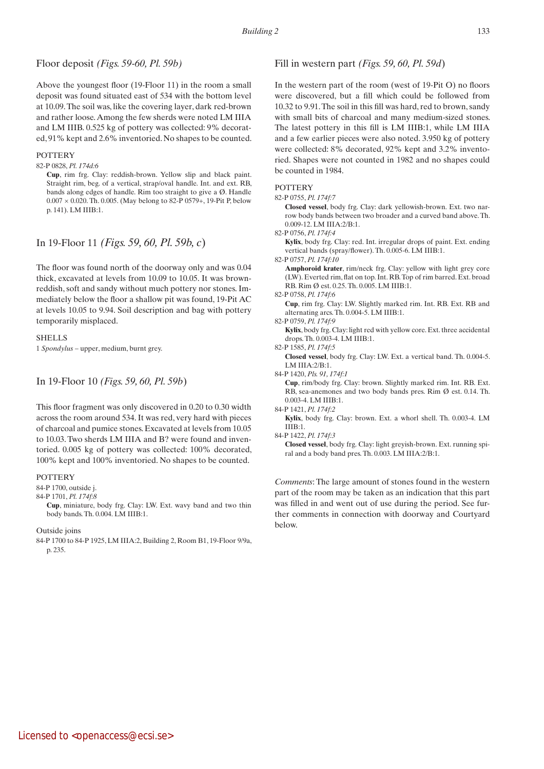## Floor deposit *(Figs. 59-60, Pl. 59b)*

Above the youngest floor (19-Floor 11) in the room a small deposit was found situated east of 534 with the bottom level at 10.09. The soil was, like the covering layer, dark red-brown and rather loose. Among the few sherds were noted LM IIIA and LM IIIB. 0.525 kg of pottery was collected: 9% decorated, 91% kept and 2.6% inventoried. No shapes to be counted.

POTTERY

82-P 0828, *Pl. 174d:6*
: **Cup**, rim frg. Clay: reddish-brown. Yellow slip and black paint. Straight rim, beg. of a vertical, strap/oval handle. Int. and ext. RB, bands along edges of handle. Rim too straight to give a Ø. Handle 0.007 × 0.020. Th. 0.005. (May belong to 82-P 0579+, 19-Pit P, below p. 141). LM IIIB:1.

## In 19-Floor 11 *(Figs. 59, 60, Pl. 59b, c)*

The floor was found north of the doorway only and was 0.04 thick, excavated at levels from 10.09 to 10.05. It was brown-reddish, soft and sandy without much pottery nor stones. Immediately below the floor a shallow pit was found, 19-Pit AC at levels 10.05 to 9.94. Soil description and bag with pottery temporarily misplaced.

SHELLS

1 *Spondylus* – upper, medium, burnt grey.

## In 19-Floor 10 *(Figs. 59, 60, Pl. 59b)*

This floor fragment was only discovered in 0.20 to 0.30 width across the room around 534. It was red, very hard with pieces of charcoal and pumice stones. Excavated at levels from 10.05 to 10.03. Two sherds LM IIIA and B? were found and inventoried. 0.005 kg of pottery was collected: 100% decorated, 100% kept and 100% inventoried. No shapes to be counted.

POTTERY

84-P 1700, outside j.

84-P 1701, *Pl. 174f:8*
: **Cup**, miniature, body frg. Clay: LW. Ext. wavy band and two thin body bands. Th. 0.004. LM IIIB:1.

Outside joins

84-P 1700 to 84-P 1925, LM IIIA:2, Building 2, Room B1, 19-Floor 9/9a, p. 235.

## Fill in western part *(Figs. 59, 60, Pl. 59d)*

In the western part of the room (west of 19-Pit O) no floors were discovered, but a fill which could be followed from 10.32 to 9.91. The soil in this fill was hard, red to brown, sandy with small bits of charcoal and many medium-sized stones. The latest pottery in this fill is LM IIIB:1, while LM IIIA and a few earlier pieces were also noted. 3.950 kg of pottery were collected: 8% decorated, 92% kept and 3.2% inventoried. Shapes were not counted in 1982 and no shapes could be counted in 1984.

POTTERY

82-P 0755, *Pl. 174f:7*
: **Closed vessel**, body frg. Clay: dark yellowish-brown. Ext. two narrow body bands between two broader and a curved band above. Th. 0.009-12. LM IIIA:2/B:1.

82-P 0756, *Pl. 174f:4*
: **Kylix**, body frg. Clay: red. Int. irregular drops of paint. Ext. ending vertical bands (spray/flower). Th. 0.005-6. LM IIIB:1.

82-P 0757, *Pl. 174f:10*
: **Amphoroid krater**, rim/neck frg. Clay: yellow with light grey core (LW). Everted rim, flat on top. Int. RB. Top of rim barred. Ext. broad RB. Rim Ø est. 0.25. Th. 0.005. LM IIIB:1.

82-P 0758, *Pl. 174f:6*
: **Cup**, rim frg. Clay: LW. Slightly marked rim. Int. RB. Ext. RB and alternating arcs. Th. 0.004-5. LM IIIB:1.

82-P 0759, *Pl. 174f:9*
: **Kylix**, body frg. Clay: light red with yellow core. Ext. three accidental drops. Th. 0.003-4. LM IIIB:1.

82-P 1585, *Pl. 174f:5*
: **Closed vessel**, body frg. Clay: LW. Ext. a vertical band. Th. 0.004-5. LM IIIA:2/B:1.

84-P 1420, *Pls. 91, 174f:1*
: **Cup**, rim/body frg. Clay: brown. Slightly marked rim. Int. RB. Ext. RB, sea-anemones and two body bands pres. Rim Ø est. 0.14. Th. 0.003-4. LM IIIB:1.

84-P 1421, *Pl. 174f:2*
: **Kylix**, body frg. Clay: brown. Ext. a whorl shell. Th. 0.003-4. LM IIIB:1.

84-P 1422, *Pl. 174f:3*
: **Closed vessel**, body frg. Clay: light greyish-brown. Ext. running spiral and a body band pres. Th. 0.003. LM IIIA:2/B:1.

*Comments*: The large amount of stones found in the western part of the room may be taken as an indication that this part was filled in and went out of use during the period. See further comments in connection with doorway and Courtyard below.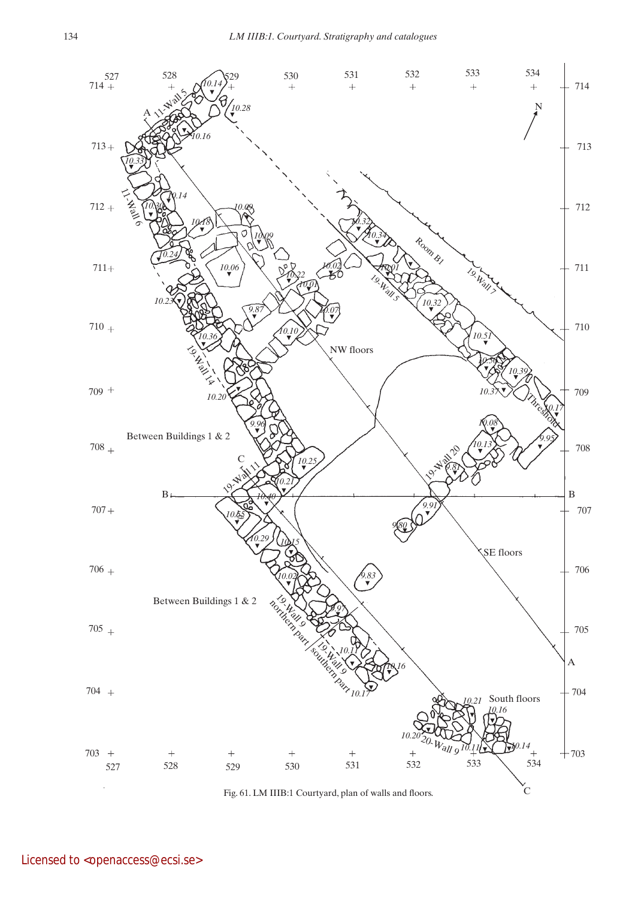Fig. 61. LM IIIB:1 Courtyard, plan of walls and floors.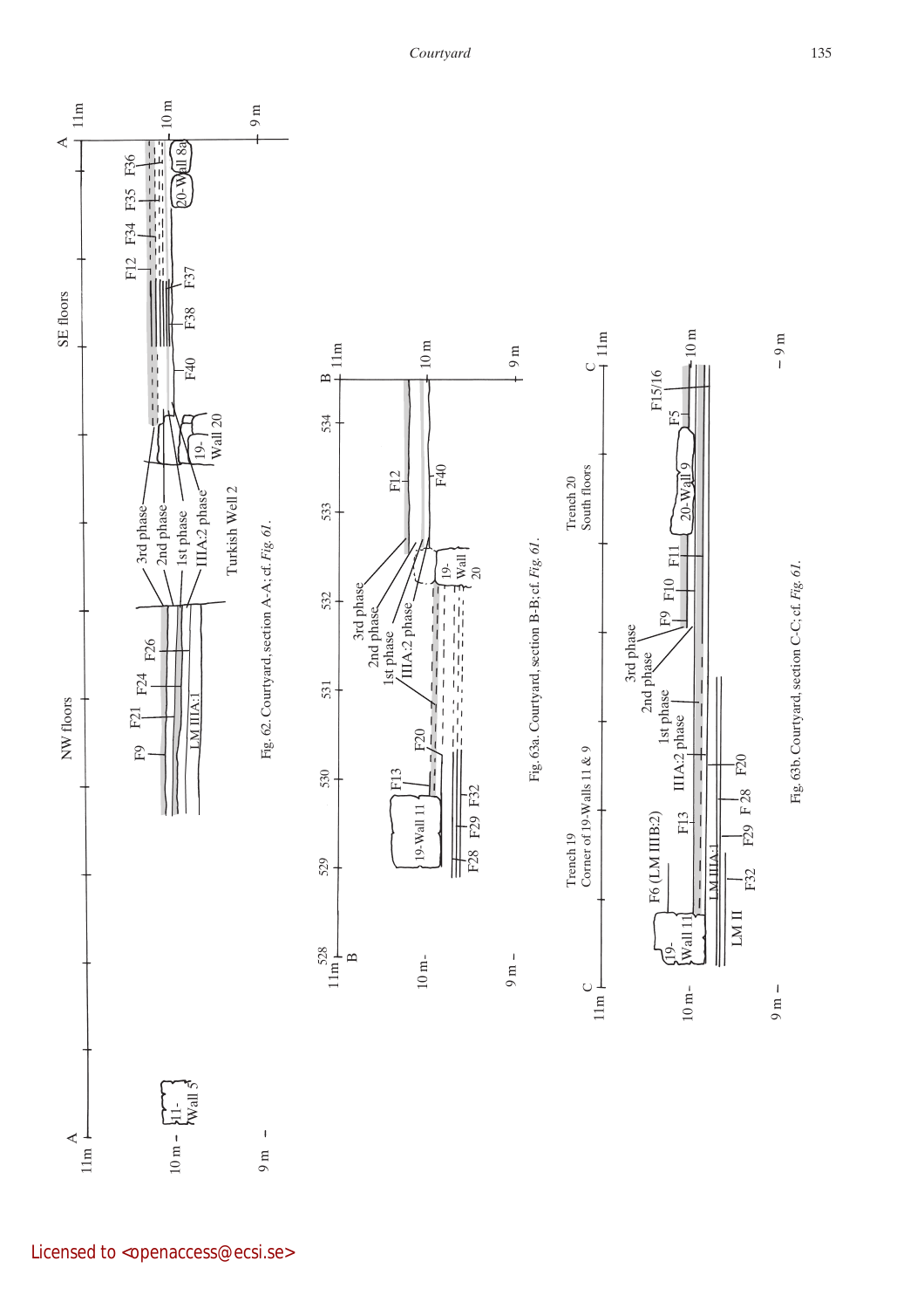A 11m

10 m

9 m

11-Wall 5

NW floors

F9

F21

F24

F26

LM IIIA:1

3rd phase

2nd phase

1st phase

IIIA:2 phase

Turkish Well 2

19-Wall 20

F40

F38

F37

F12

F34

F35

F36

SE floors

20-Wall 8a

A 11m

10 m

9 m

Fig. 62. Courtyard, section A-A; cf. *Fig. 61*.

528 11m B

10 m

9 m

529

530

531

532

533

534

B 11m

10 m

9 m

19-Wall 11

F13

F20

F28

F29

F32

3rd phase

2nd phase

1st phase

IIIA:2 phase

19-Wall 20

F12

F40

Fig. 63a. Courtyard, section B-B; cf. *Fig. 61*.

C 11m

10 m

9 m

Trench 19

Corner of 19-Walls 11 & 9

Trench 20

South floors

19-Wall 11

F6 (LM IIIB:2)

F13

LM II

LM IIIA:1

F32

F29

F 28

F20

IIIA:2 phase

1st phase

2nd phase

3rd phase

F9

F10

F11

20-Wall 9

F5

F15/16

C 11m

10 m

9 m

Fig. 63b. Courtyard, section C-C; cf. *Fig. 61*.